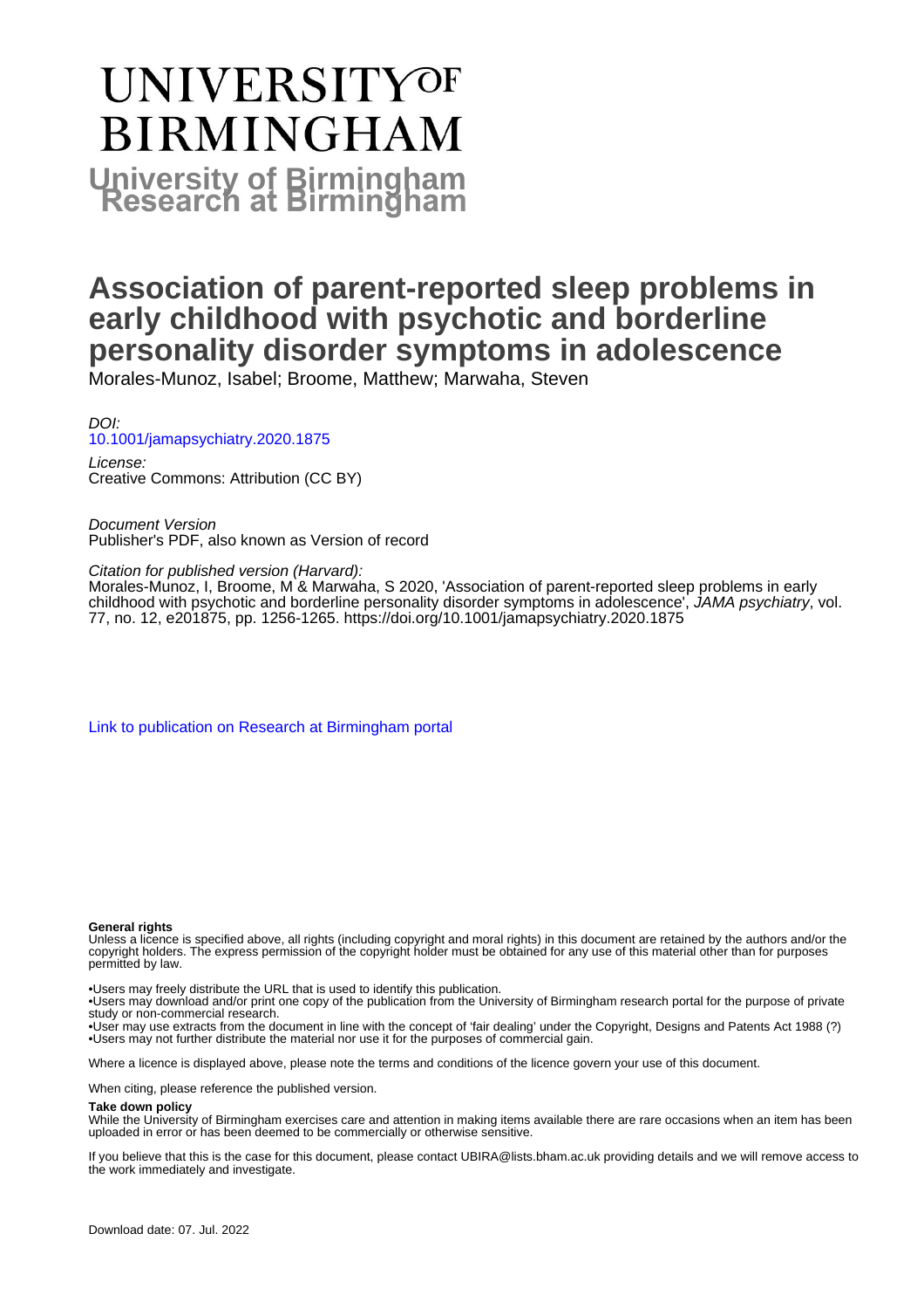# UNIVERSITY OF BIRMINGHAM

**University of Birmingham Research at Birmingham**

# Association of parent-reported sleep problems in early childhood with psychotic and borderline personality disorder symptoms in adolescence

Morales-Munoz, Isabel; Broome, Matthew; Marwaha, Steven

*DOI:*
10.1001/jamapsychiatry.2020.1875

*License:*
Creative Commons: Attribution (CC BY)

*Document Version*
Publisher's PDF, also known as Version of record

*Citation for published version (Harvard):*
Morales-Munoz, I, Broome, M & Marwaha, S 2020, 'Association of parent-reported sleep problems in early childhood with psychotic and borderline personality disorder symptoms in adolescence', *JAMA psychiatry*, vol. 77, no. 12, e201875, pp. 1256-1265. https://doi.org/10.1001/jamapsychiatry.2020.1875

Link to publication on Research at Birmingham portal

**General rights**
Unless a licence is specified above, all rights (including copyright and moral rights) in this document are retained by the authors and/or the copyright holders. The express permission of the copyright holder must be obtained for any use of this material other than for purposes permitted by law.

- Users may freely distribute the URL that is used to identify this publication.
- Users may download and/or print one copy of the publication from the University of Birmingham research portal for the purpose of private study or non-commercial research.
- User may use extracts from the document in line with the concept of 'fair dealing' under the Copyright, Designs and Patents Act 1988 (?)
- Users may not further distribute the material nor use it for the purposes of commercial gain.

Where a licence is displayed above, please note the terms and conditions of the licence govern your use of this document.

When citing, please reference the published version.

**Take down policy**
While the University of Birmingham exercises care and attention in making items available there are rare occasions when an item has been uploaded in error or has been deemed to be commercially or otherwise sensitive.

If you believe that this is the case for this document, please contact UBIRA@lists.bham.ac.uk providing details and we will remove access to the work immediately and investigate.

Download date: 07. Jul. 2022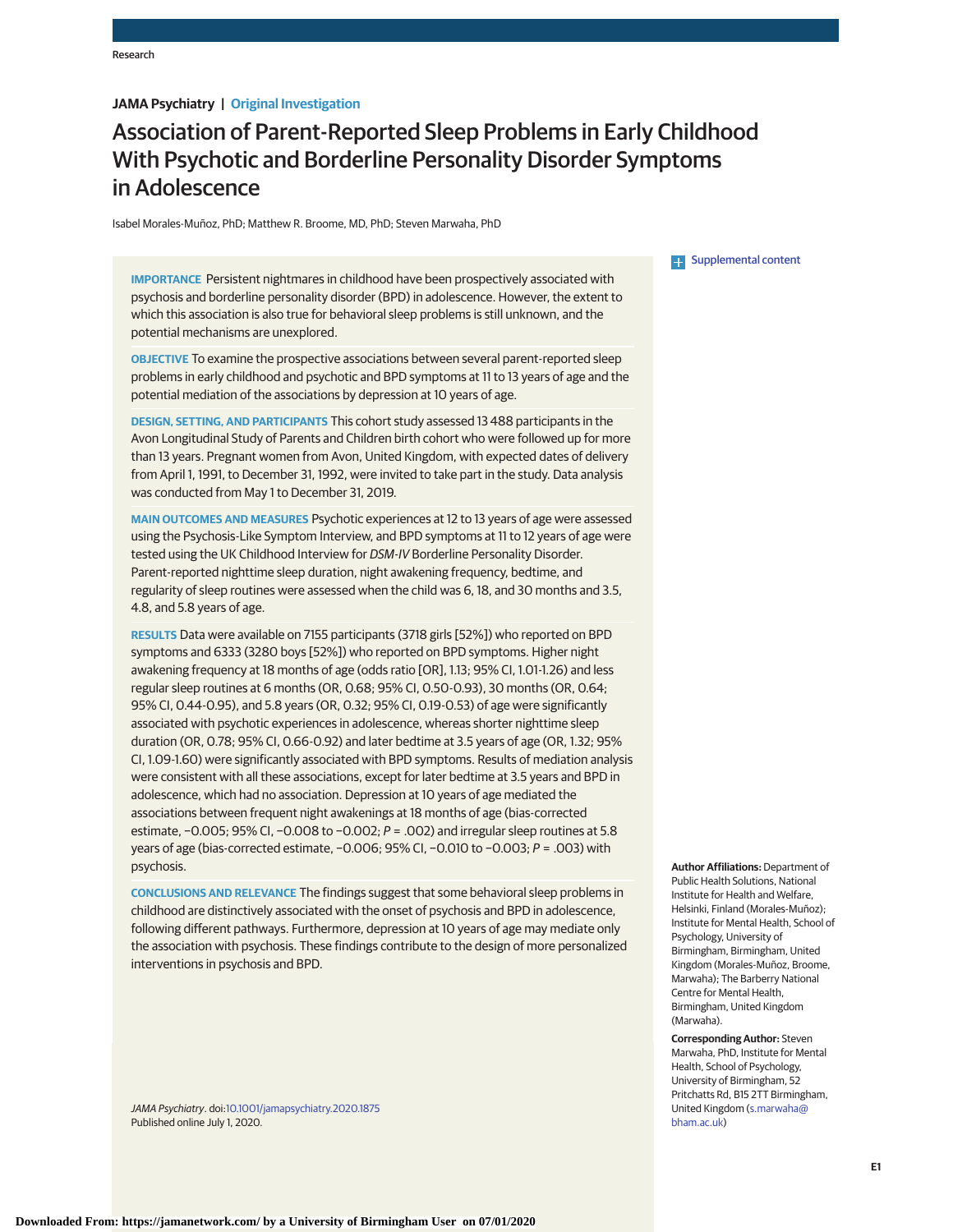JAMA Psychiatry | Original Investigation

# Association of Parent-Reported Sleep Problems in Early Childhood With Psychotic and Borderline Personality Disorder Symptoms in Adolescence

Isabel Morales-Muñoz, PhD; Matthew R. Broome, MD, PhD; Steven Marwaha, PhD

Supplemental content

**IMPORTANCE** Persistent nightmares in childhood have been prospectively associated with psychosis and borderline personality disorder (BPD) in adolescence. However, the extent to which this association is also true for behavioral sleep problems is still unknown, and the potential mechanisms are unexplored.

**OBJECTIVE** To examine the prospective associations between several parent-reported sleep problems in early childhood and psychotic and BPD symptoms at 11 to 13 years of age and the potential mediation of the associations by depression at 10 years of age.

**DESIGN, SETTING, AND PARTICIPANTS** This cohort study assessed 13 488 participants in the Avon Longitudinal Study of Parents and Children birth cohort who were followed up for more than 13 years. Pregnant women from Avon, United Kingdom, with expected dates of delivery from April 1, 1991, to December 31, 1992, were invited to take part in the study. Data analysis was conducted from May 1 to December 31, 2019.

**MAIN OUTCOMES AND MEASURES** Psychotic experiences at 12 to 13 years of age were assessed using the Psychosis-Like Symptom Interview, and BPD symptoms at 11 to 12 years of age were tested using the UK Childhood Interview for *DSM-IV* Borderline Personality Disorder. Parent-reported nighttime sleep duration, night awakening frequency, bedtime, and regularity of sleep routines were assessed when the child was 6, 18, and 30 months and 3.5, 4.8, and 5.8 years of age.

**RESULTS** Data were available on 7155 participants (3718 girls [52%]) who reported on BPD symptoms and 6333 (3280 boys [52%]) who reported on BPD symptoms. Higher night awakening frequency at 18 months of age (odds ratio [OR], 1.13; 95% CI, 1.01-1.26) and less regular sleep routines at 6 months (OR, 0.68; 95% CI, 0.50-0.93), 30 months (OR, 0.64; 95% CI, 0.44-0.95), and 5.8 years (OR, 0.32; 95% CI, 0.19-0.53) of age were significantly associated with psychotic experiences in adolescence, whereas shorter nighttime sleep duration (OR, 0.78; 95% CI, 0.66-0.92) and later bedtime at 3.5 years of age (OR, 1.32; 95% CI, 1.09-1.60) were significantly associated with BPD symptoms. Results of mediation analysis were consistent with all these associations, except for later bedtime at 3.5 years and BPD in adolescence, which had no association. Depression at 10 years of age mediated the associations between frequent night awakenings at 18 months of age (bias-corrected estimate, −0.005; 95% CI, −0.008 to −0.002; $P = .002$) and irregular sleep routines at 5.8 years of age (bias-corrected estimate, −0.006; 95% CI, −0.010 to −0.003; $P = .003$) with psychosis.

**CONCLUSIONS AND RELEVANCE** The findings suggest that some behavioral sleep problems in childhood are distinctively associated with the onset of psychosis and BPD in adolescence, following different pathways. Furthermore, depression at 10 years of age may mediate only the association with psychosis. These findings contribute to the design of more personalized interventions in psychosis and BPD.

*JAMA Psychiatry*. doi:10.1001/jamapsychiatry.2020.1875
Published online July 1, 2020.

**Author Affiliations:** Department of Public Health Solutions, National Institute for Health and Welfare, Helsinki, Finland (Morales-Muñoz); Institute for Mental Health, School of Psychology, University of Birmingham, Birmingham, United Kingdom (Morales-Muñoz, Broome, Marwaha); The Barberry National Centre for Mental Health, Birmingham, United Kingdom (Marwaha).

**Corresponding Author:** Steven Marwaha, PhD, Institute for Mental Health, School of Psychology, University of Birmingham, 52 Pritchatts Rd, B15 2TT Birmingham, United Kingdom (s.marwaha@bham.ac.uk)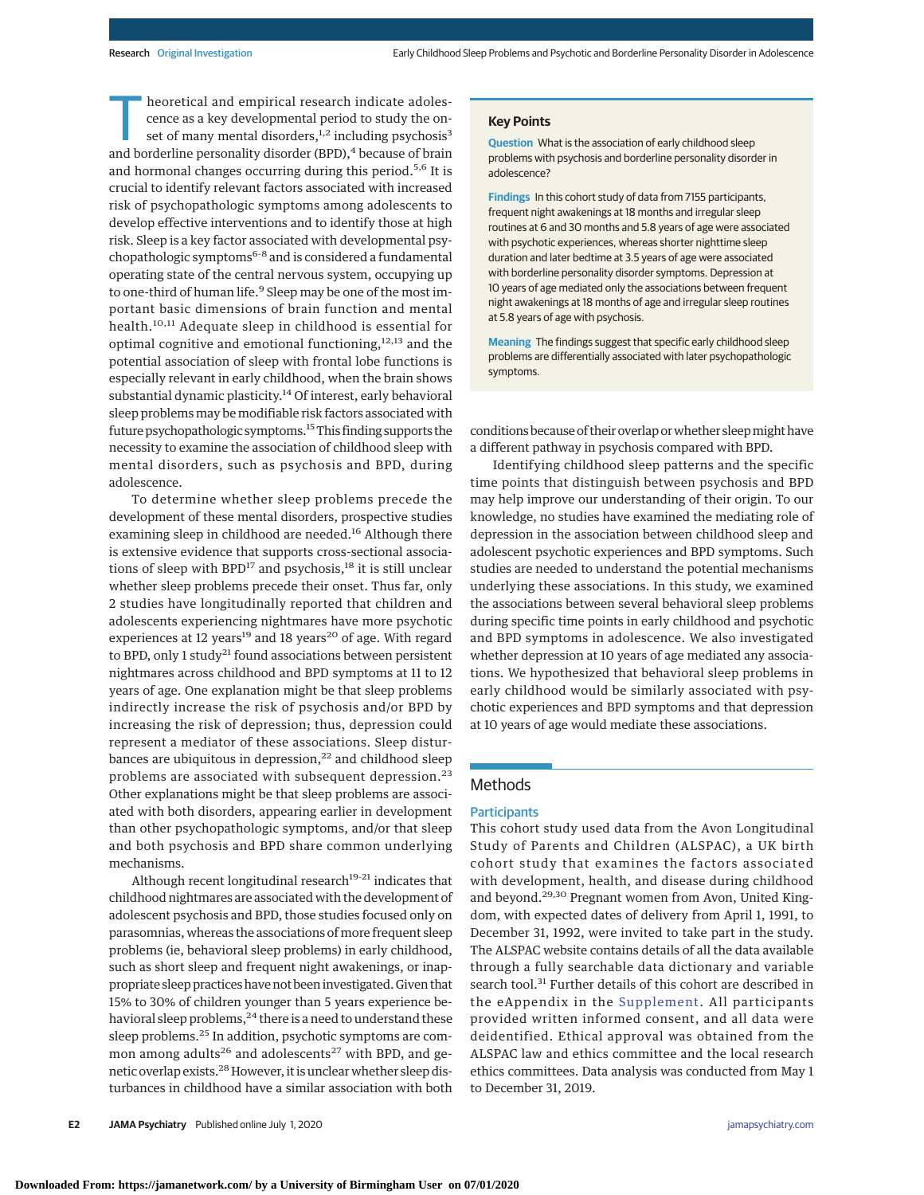Theoretical and empirical research indicate adolescence as a key developmental period to study the onset of many mental disorders,[1,2] including psychosis[3] and borderline personality disorder (BPD),[4] because of brain and hormonal changes occurring during this period.[5,6] It is crucial to identify relevant factors associated with increased risk of psychopathologic symptoms among adolescents to develop effective interventions and to identify those at high risk. Sleep is a key factor associated with developmental psychopathologic symptoms[6-8] and is considered a fundamental operating state of the central nervous system, occupying up to one-third of human life.[9] Sleep may be one of the most important basic dimensions of brain function and mental health.[10,11] Adequate sleep in childhood is essential for optimal cognitive and emotional functioning,[12,13] and the potential association of sleep with frontal lobe functions is especially relevant in early childhood, when the brain shows substantial dynamic plasticity.[14] Of interest, early behavioral sleep problems may be modifiable risk factors associated with future psychopathologic symptoms.[15] This finding supports the necessity to examine the association of childhood sleep with mental disorders, such as psychosis and BPD, during adolescence.

To determine whether sleep problems precede the development of these mental disorders, prospective studies examining sleep in childhood are needed.[16] Although there is extensive evidence that supports cross-sectional associations of sleep with BPD[17] and psychosis,[18] it is still unclear whether sleep problems precede their onset. Thus far, only 2 studies have longitudinally reported that children and adolescents experiencing nightmares have more psychotic experiences at 12 years[19] and 18 years[20] of age. With regard to BPD, only 1 study[21] found associations between persistent nightmares across childhood and BPD symptoms at 11 to 12 years of age. One explanation might be that sleep problems indirectly increase the risk of psychosis and/or BPD by increasing the risk of depression; thus, depression could represent a mediator of these associations. Sleep disturbances are ubiquitous in depression,[22] and childhood sleep problems are associated with subsequent depression.[23] Other explanations might be that sleep problems are associated with both disorders, appearing earlier in development than other psychopathologic symptoms, and/or that sleep and both psychosis and BPD share common underlying mechanisms.

Although recent longitudinal research[19-21] indicates that childhood nightmares are associated with the development of adolescent psychosis and BPD, those studies focused only on parasomnias, whereas the associations of more frequent sleep problems (ie, behavioral sleep problems) in early childhood, such as short sleep and frequent night awakenings, or inappropriate sleep practices have not been investigated. Given that 15% to 30% of children younger than 5 years experience behavioral sleep problems,[24] there is a need to understand these sleep problems.[25] In addition, psychotic symptoms are common among adults[26] and adolescents[27] with BPD, and genetic overlap exists.[28] However, it is unclear whether sleep disturbances in childhood have a similar association with both conditions because of their overlap or whether sleep might have a different pathway in psychosis compared with BPD.

Identifying childhood sleep patterns and the specific time points that distinguish between psychosis and BPD may help improve our understanding of their origin. To our knowledge, no studies have examined the mediating role of depression in the association between childhood sleep and adolescent psychotic experiences and BPD symptoms. Such studies are needed to understand the potential mechanisms underlying these associations. In this study, we examined the associations between several behavioral sleep problems during specific time points in early childhood and psychotic and BPD symptoms in adolescence. We also investigated whether depression at 10 years of age mediated any associations. We hypothesized that behavioral sleep problems in early childhood would be similarly associated with psychotic experiences and BPD symptoms and that depression at 10 years of age would mediate these associations.

**Key Points**

**Question** What is the association of early childhood sleep problems with psychosis and borderline personality disorder in adolescence?

**Findings** In this cohort study of data from 7155 participants, frequent night awakenings at 18 months and irregular sleep routines at 6 and 30 months and 5.8 years of age were associated with psychotic experiences, whereas shorter nighttime sleep duration and later bedtime at 3.5 years of age were associated with borderline personality disorder symptoms. Depression at 10 years of age mediated only the associations between frequent night awakenings at 18 months of age and irregular sleep routines at 5.8 years of age with psychosis.

**Meaning** The findings suggest that specific early childhood sleep problems are differentially associated with later psychopathologic symptoms.

## Methods

### Participants

This cohort study used data from the Avon Longitudinal Study of Parents and Children (ALSPAC), a UK birth cohort study that examines the factors associated with development, health, and disease during childhood and beyond.[29,30] Pregnant women from Avon, United Kingdom, with expected dates of delivery from April 1, 1991, to December 31, 1992, were invited to take part in the study. The ALSPAC website contains details of all the data available through a fully searchable data dictionary and variable search tool.[31] Further details of this cohort are described in the eAppendix in the Supplement. All participants provided written informed consent, and all data were deidentified. Ethical approval was obtained from the ALSPAC law and ethics committee and the local research ethics committees. Data analysis was conducted from May 1 to December 31, 2019.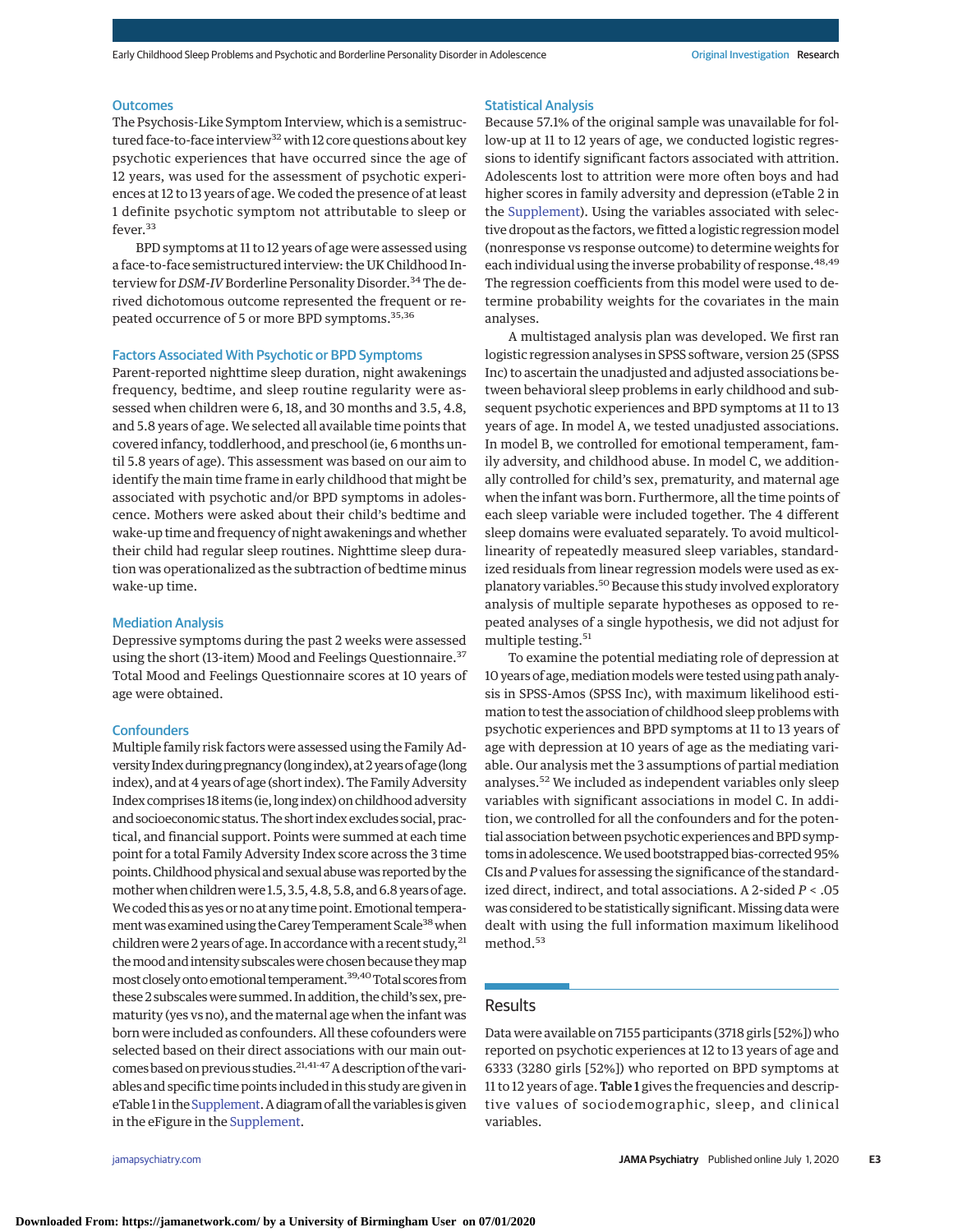### Outcomes

The Psychosis-Like Symptom Interview, which is a semistructured face-to-face interview[32] with 12 core questions about key psychotic experiences that have occurred since the age of 12 years, was used for the assessment of psychotic experiences at 12 to 13 years of age. We coded the presence of at least 1 definite psychotic symptom not attributable to sleep or fever.[33]

BPD symptoms at 11 to 12 years of age were assessed using a face-to-face semistructured interview: the UK Childhood Interview for *DSM-IV* Borderline Personality Disorder.[34] The derived dichotomous outcome represented the frequent or repeated occurrence of 5 or more BPD symptoms.[35,36]

### Factors Associated With Psychotic or BPD Symptoms

Parent-reported nighttime sleep duration, night awakenings frequency, bedtime, and sleep routine regularity were assessed when children were 6, 18, and 30 months and 3.5, 4.8, and 5.8 years of age. We selected all available time points that covered infancy, toddlerhood, and preschool (ie, 6 months until 5.8 years of age). This assessment was based on our aim to identify the main time frame in early childhood that might be associated with psychotic and/or BPD symptoms in adolescence. Mothers were asked about their child's bedtime and wake-up time and frequency of night awakenings and whether their child had regular sleep routines. Nighttime sleep duration was operationalized as the subtraction of bedtime minus wake-up time.

### Mediation Analysis

Depressive symptoms during the past 2 weeks were assessed using the short (13-item) Mood and Feelings Questionnaire.[37] Total Mood and Feelings Questionnaire scores at 10 years of age were obtained.

### Confounders

Multiple family risk factors were assessed using the Family Adversity Index during pregnancy (long index), at 2 years of age (long index), and at 4 years of age (short index). The Family Adversity Index comprises 18 items (ie, long index) on childhood adversity and socioeconomic status. The short index excludes social, practical, and financial support. Points were summed at each time point for a total Family Adversity Index score across the 3 time points. Childhood physical and sexual abuse was reported by the mother when children were 1.5, 3.5, 4.8, 5.8, and 6.8 years of age. We coded this as yes or no at any time point. Emotional temperament was examined using the Carey Temperament Scale[38] when children were 2 years of age. In accordance with a recent study,[21] the mood and intensity subscales were chosen because they map most closely onto emotional temperament.[39,40] Total scores from these 2 subscales were summed. In addition, the child's sex, prematurity (yes vs no), and the maternal age when the infant was born were included as confounders. All these cofounders were selected based on their direct associations with our main outcomes based on previous studies.[21,41-47] A description of the variables and specific time points included in this study are given in eTable 1 in the Supplement. A diagram of all the variables is given in the eFigure in the Supplement.

### Statistical Analysis

Because 57.1% of the original sample was unavailable for follow-up at 11 to 12 years of age, we conducted logistic regressions to identify significant factors associated with attrition. Adolescents lost to attrition were more often boys and had higher scores in family adversity and depression (eTable 2 in the Supplement). Using the variables associated with selective dropout as the factors, we fitted a logistic regression model (nonresponse vs response outcome) to determine weights for each individual using the inverse probability of response.[48,49] The regression coefficients from this model were used to determine probability weights for the covariates in the main analyses.

A multistaged analysis plan was developed. We first ran logistic regression analyses in SPSS software, version 25 (SPSS Inc) to ascertain the unadjusted and adjusted associations between behavioral sleep problems in early childhood and subsequent psychotic experiences and BPD symptoms at 11 to 13 years of age. In model A, we tested unadjusted associations. In model B, we controlled for emotional temperament, family adversity, and childhood abuse. In model C, we additionally controlled for child's sex, prematurity, and maternal age when the infant was born. Furthermore, all the time points of each sleep variable were included together. The 4 different sleep domains were evaluated separately. To avoid multicollinearity of repeatedly measured sleep variables, standardized residuals from linear regression models were used as explanatory variables.[50] Because this study involved exploratory analysis of multiple separate hypotheses as opposed to repeated analyses of a single hypothesis, we did not adjust for multiple testing.[51]

To examine the potential mediating role of depression at 10 years of age, mediation models were tested using path analysis in SPSS-Amos (SPSS Inc), with maximum likelihood estimation to test the association of childhood sleep problems with psychotic experiences and BPD symptoms at 11 to 13 years of age with depression at 10 years of age as the mediating variable. Our analysis met the 3 assumptions of partial mediation analyses.[52] We included as independent variables only sleep variables with significant associations in model C. In addition, we controlled for all the confounders and for the potential association between psychotic experiences and BPD symptoms in adolescence. We used bootstrapped bias-corrected 95% CIs and *P* values for assessing the significance of the standardized direct, indirect, and total associations. A 2-sided $P < .05$ was considered to be statistically significant. Missing data were dealt with using the full information maximum likelihood method.[53]

## Results

Data were available on 7155 participants (3718 girls [52%]) who reported on psychotic experiences at 12 to 13 years of age and 6333 (3280 girls [52%]) who reported on BPD symptoms at 11 to 12 years of age. **Table 1** gives the frequencies and descriptive values of sociodemographic, sleep, and clinical variables.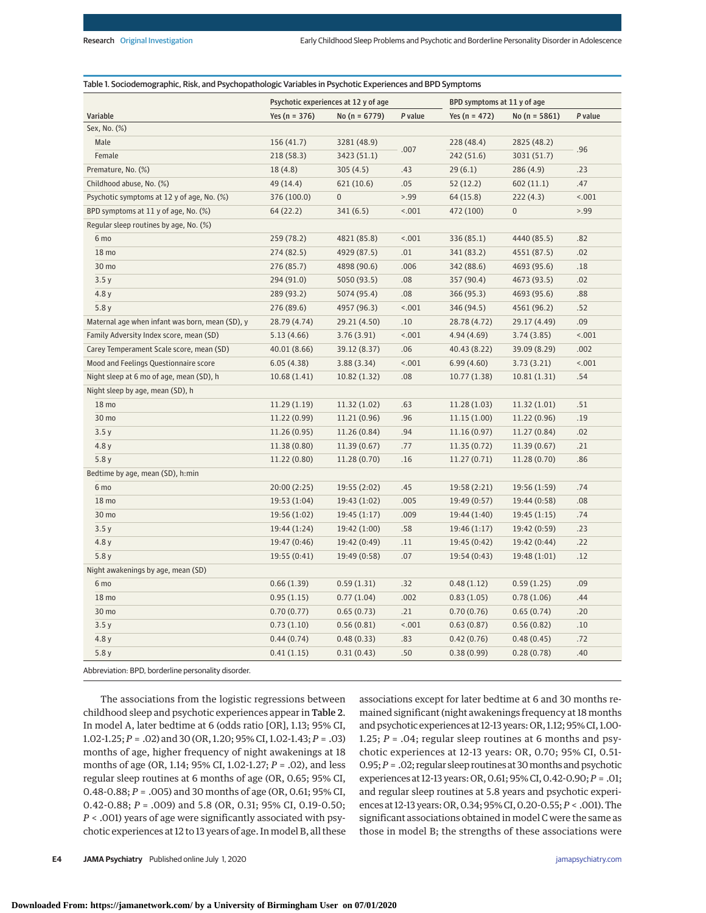Table 1. Sociodemographic, Risk, and Psychopathologic Variables in Psychotic Experiences and BPD Symptoms

| Variable | Psychotic experiences at 12 y of age | | | BPD symptoms at 11 y of age | | |
|---|---|---|---|---|---|---|
| | Yes (n = 376) | No (n = 6779) | P value | Yes (n = 472) | No (n = 5861) | P value |
| Sex, No. (%) | | | | | | |
| Male | 156 (41.7) | 3281 (48.9) | .007 | 228 (48.4) | 2825 (48.2) | .96 |
| Female | 218 (58.3) | 3423 (51.1) | | 242 (51.6) | 3031 (51.7) | |
| Premature, No. (%) | 18 (4.8) | 305 (4.5) | .43 | 29 (6.1) | 286 (4.9) | .23 |
| Childhood abuse, No. (%) | 49 (14.4) | 621 (10.6) | .05 | 52 (12.2) | 602 (11.1) | .47 |
| Psychotic symptoms at 12 y of age, No. (%) | 376 (100.0) | 0 | >.99 | 64 (15.8) | 222 (4.3) | <.001 |
| BPD symptoms at 11 y of age, No. (%) | 64 (22.2) | 341 (6.5) | <.001 | 472 (100) | 0 | >.99 |
| Regular sleep routines by age, No. (%) | | | | | | |
| 6 mo | 259 (78.2) | 4821 (85.8) | <.001 | 336 (85.1) | 4440 (85.5) | .82 |
| 18 mo | 274 (82.5) | 4929 (87.5) | .01 | 341 (83.2) | 4551 (87.5) | .02 |
| 30 mo | 276 (85.7) | 4898 (90.6) | .006 | 342 (88.6) | 4693 (95.6) | .18 |
| 3.5 y | 294 (91.0) | 5050 (93.5) | .08 | 357 (90.4) | 4673 (93.5) | .02 |
| 4.8 y | 289 (93.2) | 5074 (95.4) | .08 | 366 (95.3) | 4693 (95.6) | .88 |
| 5.8 y | 276 (89.6) | 4957 (96.3) | <.001 | 346 (94.5) | 4561 (96.2) | .52 |
| Maternal age when infant was born, mean (SD), y | 28.79 (4.74) | 29.21 (4.50) | .10 | 28.78 (4.72) | 29.17 (4.49) | .09 |
| Family Adversity Index score, mean (SD) | 5.13 (4.66) | 3.76 (3.91) | <.001 | 4.94 (4.69) | 3.74 (3.85) | <.001 |
| Carey Temperament Scale score, mean (SD) | 40.01 (8.66) | 39.12 (8.37) | .06 | 40.43 (8.22) | 39.09 (8.29) | .002 |
| Mood and Feelings Questionnaire score | 6.05 (4.38) | 3.88 (3.34) | <.001 | 6.99 (4.60) | 3.73 (3.21) | <.001 |
| Night sleep at 6 mo of age, mean (SD), h | 10.68 (1.41) | 10.82 (1.32) | .08 | 10.77 (1.38) | 10.81 (1.31) | .54 |
| Night sleep by age, mean (SD), h | | | | | | |
| 18 mo | 11.29 (1.19) | 11.32 (1.02) | .63 | 11.28 (1.03) | 11.32 (1.01) | .51 |
| 30 mo | 11.22 (0.99) | 11.21 (0.96) | .96 | 11.15 (1.00) | 11.22 (0.96) | .19 |
| 3.5 y | 11.26 (0.95) | 11.26 (0.84) | .94 | 11.16 (0.97) | 11.27 (0.84) | .02 |
| 4.8 y | 11.38 (0.80) | 11.39 (0.67) | .77 | 11.35 (0.72) | 11.39 (0.67) | .21 |
| 5.8 y | 11.22 (0.80) | 11.28 (0.70) | .16 | 11.27 (0.71) | 11.28 (0.70) | .86 |
| Bedtime by age, mean (SD), h:min | | | | | | |
| 6 mo | 20:00 (2:25) | 19:55 (2:02) | .45 | 19:58 (2:21) | 19:56 (1:59) | .74 |
| 18 mo | 19:53 (1:04) | 19:43 (1:02) | .005 | 19:49 (0:57) | 19:44 (0:58) | .08 |
| 30 mo | 19:56 (1:02) | 19:45 (1:17) | .009 | 19:44 (1:40) | 19:45 (1:15) | .74 |
| 3.5 y | 19:44 (1:24) | 19:42 (1:00) | .58 | 19:46 (1:17) | 19:42 (0:59) | .23 |
| 4.8 y | 19:47 (0:46) | 19:42 (0:49) | .11 | 19:45 (0:42) | 19:42 (0:44) | .22 |
| 5.8 y | 19:55 (0:41) | 19:49 (0:58) | .07 | 19:54 (0:43) | 19:48 (1:01) | .12 |
| Night awakenings by age, mean (SD) | | | | | | |
| 6 mo | 0.66 (1.39) | 0.59 (1.31) | .32 | 0.48 (1.12) | 0.59 (1.25) | .09 |
| 18 mo | 0.95 (1.15) | 0.77 (1.04) | .002 | 0.83 (1.05) | 0.78 (1.06) | .44 |
| 30 mo | 0.70 (0.77) | 0.65 (0.73) | .21 | 0.70 (0.76) | 0.65 (0.74) | .20 |
| 3.5 y | 0.73 (1.10) | 0.56 (0.81) | <.001 | 0.63 (0.87) | 0.56 (0.82) | .10 |
| 4.8 y | 0.44 (0.74) | 0.48 (0.33) | .83 | 0.42 (0.76) | 0.48 (0.45) | .72 |
| 5.8 y | 0.41 (1.15) | 0.31 (0.43) | .50 | 0.38 (0.99) | 0.28 (0.78) | .40 |

Abbreviation: BPD, borderline personality disorder.

The associations from the logistic regressions between childhood sleep and psychotic experiences appear in Table 2. In model A, later bedtime at 6 (odds ratio [OR], 1.13; 95% CI, 1.02-1.25; $P = .02$) and 30 (OR, 1.20; 95% CI, 1.02-1.43; $P = .03$) months of age, higher frequency of night awakenings at 18 months of age (OR, 1.14; 95% CI, 1.02-1.27; $P = .02$), and less regular sleep routines at 6 months of age (OR, 0.65; 95% CI, 0.48-0.88; $P = .005$) and 30 months of age (OR, 0.61; 95% CI, 0.42-0.88; $P = .009$) and 5.8 (OR, 0.31; 95% CI, 0.19-0.50; $P < .001$) years of age were significantly associated with psychotic experiences at 12 to 13 years of age. In model B, all these associations except for later bedtime at 6 and 30 months remained significant (night awakenings frequency at 18 months and psychotic experiences at 12-13 years: OR, 1.12; 95% CI, 1.00-1.25; $P = .04$; regular sleep routines at 6 months and psychotic experiences at 12-13 years: OR, 0.70; 95% CI, 0.51-0.95; $P = .02$; regular sleep routines at 30 months and psychotic experiences at 12-13 years: OR, 0.61; 95% CI, 0.42-0.90; $P = .01$; and regular sleep routines at 5.8 years and psychotic experiences at 12-13 years: OR, 0.34; 95% CI, 0.20-0.55; $P < .001$). The significant associations obtained in model C were the same as those in model B; the strengths of these associations were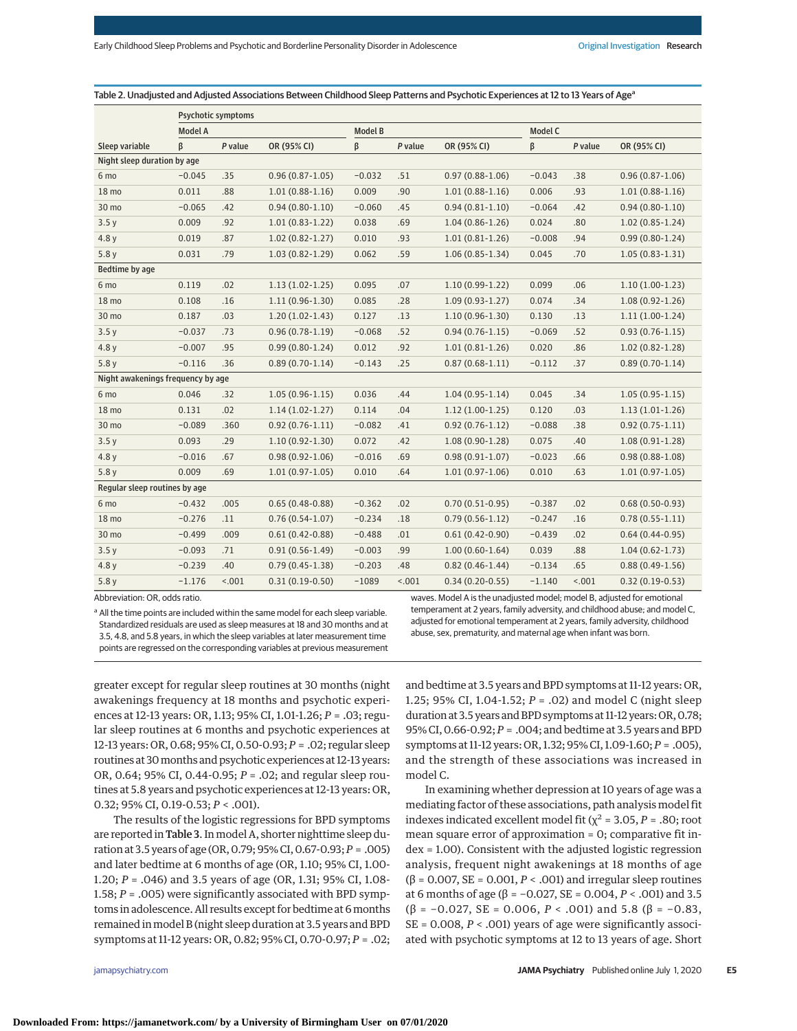Table 2. Unadjusted and Adjusted Associations Between Childhood Sleep Patterns and Psychotic Experiences at 12 to 13 Years of Age[a]

| | Psychotic symptoms | | | | | | | | |
|---|---|---|---|---|---|---|---|---|---|
| | Model A | | | Model B | | | Model C | | |
| Sleep variable | β | P value | OR (95% CI) | β | P value | OR (95% CI) | β | P value | OR (95% CI) |
| **Night sleep duration by age** | | | | | | | | | |
| 6 mo | −0.045 | .35 | 0.96 (0.87-1.05) | −0.032 | .51 | 0.97 (0.88-1.06) | −0.043 | .38 | 0.96 (0.87-1.06) |
| 18 mo | 0.011 | .88 | 1.01 (0.88-1.16) | 0.009 | .90 | 1.01 (0.88-1.16) | 0.006 | .93 | 1.01 (0.88-1.16) |
| 30 mo | −0.065 | .42 | 0.94 (0.80-1.10) | −0.060 | .45 | 0.94 (0.81-1.10) | −0.064 | .42 | 0.94 (0.80-1.10) |
| 3.5 y | 0.009 | .92 | 1.01 (0.83-1.22) | 0.038 | .69 | 1.04 (0.86-1.26) | 0.024 | .80 | 1.02 (0.85-1.24) |
| 4.8 y | 0.019 | .87 | 1.02 (0.82-1.27) | 0.010 | .93 | 1.01 (0.81-1.26) | −0.008 | .94 | 0.99 (0.80-1.24) |
| 5.8 y | 0.031 | .79 | 1.03 (0.82-1.29) | 0.062 | .59 | 1.06 (0.85-1.34) | 0.045 | .70 | 1.05 (0.83-1.31) |
| **Bedtime by age** | | | | | | | | | |
| 6 mo | 0.119 | .02 | 1.13 (1.02-1.25) | 0.095 | .07 | 1.10 (0.99-1.22) | 0.099 | .06 | 1.10 (1.00-1.23) |
| 18 mo | 0.108 | .16 | 1.11 (0.96-1.30) | 0.085 | .28 | 1.09 (0.93-1.27) | 0.074 | .34 | 1.08 (0.92-1.26) |
| 30 mo | 0.187 | .03 | 1.20 (1.02-1.43) | 0.127 | .13 | 1.10 (0.96-1.30) | 0.130 | .13 | 1.11 (1.00-1.24) |
| 3.5 y | −0.037 | .73 | 0.96 (0.78-1.19) | −0.068 | .52 | 0.94 (0.76-1.15) | −0.069 | .52 | 0.93 (0.76-1.15) |
| 4.8 y | −0.007 | .95 | 0.99 (0.80-1.24) | 0.012 | .92 | 1.01 (0.81-1.26) | 0.020 | .86 | 1.02 (0.82-1.28) |
| 5.8 y | −0.116 | .36 | 0.89 (0.70-1.14) | −0.143 | .25 | 0.87 (0.68-1.11) | −0.112 | .37 | 0.89 (0.70-1.14) |
| **Night awakenings frequency by age** | | | | | | | | | |
| 6 mo | 0.046 | .32 | 1.05 (0.96-1.15) | 0.036 | .44 | 1.04 (0.95-1.14) | 0.045 | .34 | 1.05 (0.95-1.15) |
| 18 mo | 0.131 | .02 | 1.14 (1.02-1.27) | 0.114 | .04 | 1.12 (1.00-1.25) | 0.120 | .03 | 1.13 (1.01-1.26) |
| 30 mo | −0.089 | .360 | 0.92 (0.76-1.11) | −0.082 | .41 | 0.92 (0.76-1.12) | −0.088 | .38 | 0.92 (0.75-1.11) |
| 3.5 y | 0.093 | .29 | 1.10 (0.92-1.30) | 0.072 | .42 | 1.08 (0.90-1.28) | 0.075 | .40 | 1.08 (0.91-1.28) |
| 4.8 y | −0.016 | .67 | 0.98 (0.92-1.06) | −0.016 | .69 | 0.98 (0.91-1.07) | −0.023 | .66 | 0.98 (0.88-1.08) |
| 5.8 y | 0.009 | .69 | 1.01 (0.97-1.05) | 0.010 | .64 | 1.01 (0.97-1.06) | 0.010 | .63 | 1.01 (0.97-1.05) |
| **Regular sleep routines by age** | | | | | | | | | |
| 6 mo | −0.432 | .005 | 0.65 (0.48-0.88) | −0.362 | .02 | 0.70 (0.51-0.95) | −0.387 | .02 | 0.68 (0.50-0.93) |
| 18 mo | −0.276 | .11 | 0.76 (0.54-1.07) | −0.234 | .18 | 0.79 (0.56-1.12) | −0.247 | .16 | 0.78 (0.55-1.11) |
| 30 mo | −0.499 | .009 | 0.61 (0.42-0.88) | −0.488 | .01 | 0.61 (0.42-0.90) | −0.439 | .02 | 0.64 (0.44-0.95) |
| 3.5 y | −0.093 | .71 | 0.91 (0.56-1.49) | −0.003 | .99 | 1.00 (0.60-1.64) | 0.039 | .88 | 1.04 (0.62-1.73) |
| 4.8 y | −0.239 | .40 | 0.79 (0.45-1.38) | −0.203 | .48 | 0.82 (0.46-1.44) | −0.134 | .65 | 0.88 (0.49-1.56) |
| 5.8 y | −1.176 | <.001 | 0.31 (0.19-0.50) | −1089 | <.001 | 0.34 (0.20-1.25) | −1.140 | <.001 | 0.32 (0.19-0.53) |

Abbreviation: OR, odds ratio.

[a] All the time points are included within the same model for each sleep variable. Standardized residuals are used as sleep measures at 18 and 30 months and at 3.5, 4.8, and 5.8 years, in which the sleep variables at later measurement time points are regressed on the corresponding variables at previous measurement waves. Model A is the unadjusted model; model B, adjusted for emotional temperament at 2 years, family adversity, and childhood abuse; and model C, adjusted for emotional temperament at 2 years, family adversity, childhood abuse, sex, prematurity, and maternal age when infant was born.

greater except for regular sleep routines at 30 months (night awakenings frequency at 18 months and psychotic experiences at 12-13 years: OR, 1.13; 95% CI, 1.01-1.26; *P* = .03; regular sleep routines at 6 months and psychotic experiences at 12-13 years: OR, 0.68; 95% CI, 0.50-0.93; *P* = .02; regular sleep routines at 30 months and psychotic experiences at 12-13 years: OR, 0.64; 95% CI, 0.44-0.95; *P* = .02; and regular sleep routines at 5.8 years and psychotic experiences at 12-13 years: OR, 0.32; 95% CI, 0.19-0.53; *P* < .001).

The results of the logistic regressions for BPD symptoms are reported in **Table 3**. In model A, shorter nighttime sleep duration at 3.5 years of age (OR, 0.79; 95% CI, 0.67-0.93; *P* = .005) and later bedtime at 6 months of age (OR, 1.10; 95% CI, 1.00-1.20; *P* = .046) and 3.5 years of age (OR, 1.31; 95% CI, 1.08-1.58; *P* = .005) were significantly associated with BPD symptoms in adolescence. All results except for bedtime at 6 months remained in model B (night sleep duration at 3.5 years and BPD symptoms at 11-12 years: OR, 0.82; 95% CI, 0.70-0.97; *P* = .02; and bedtime at 3.5 years and BPD symptoms at 11-12 years: OR, 1.25; 95% CI, 1.04-1.52; *P* = .02) and model C (night sleep duration at 3.5 years and BPD symptoms at 11-12 years: OR, 0.78; 95% CI, 0.66-0.92; *P* = .004; and bedtime at 3.5 years and BPD symptoms at 11-12 years: OR, 1.32; 95% CI, 1.09-1.60; *P* = .005), and the strength of these associations was increased in model C.

In examining whether depression at 10 years of age was a mediating factor of these associations, path analysis model fit indexes indicated excellent model fit ($\chi^2$ = 3.05, *P* = .80; root mean square error of approximation = 0; comparative fit index = 1.00). Consistent with the adjusted logistic regression analysis, frequent night awakenings at 18 months of age (β = 0.007, SE = 0.001, *P* < .001) and irregular sleep routines at 6 months of age (β = −0.027, SE = 0.004, *P* < .001) and 3.5 (β = −0.027, SE = 0.006, *P* < .001) and 5.8 (β = −0.83, SE = 0.008, *P* < .001) years of age were significantly associated with psychotic symptoms at 12 to 13 years of age. Short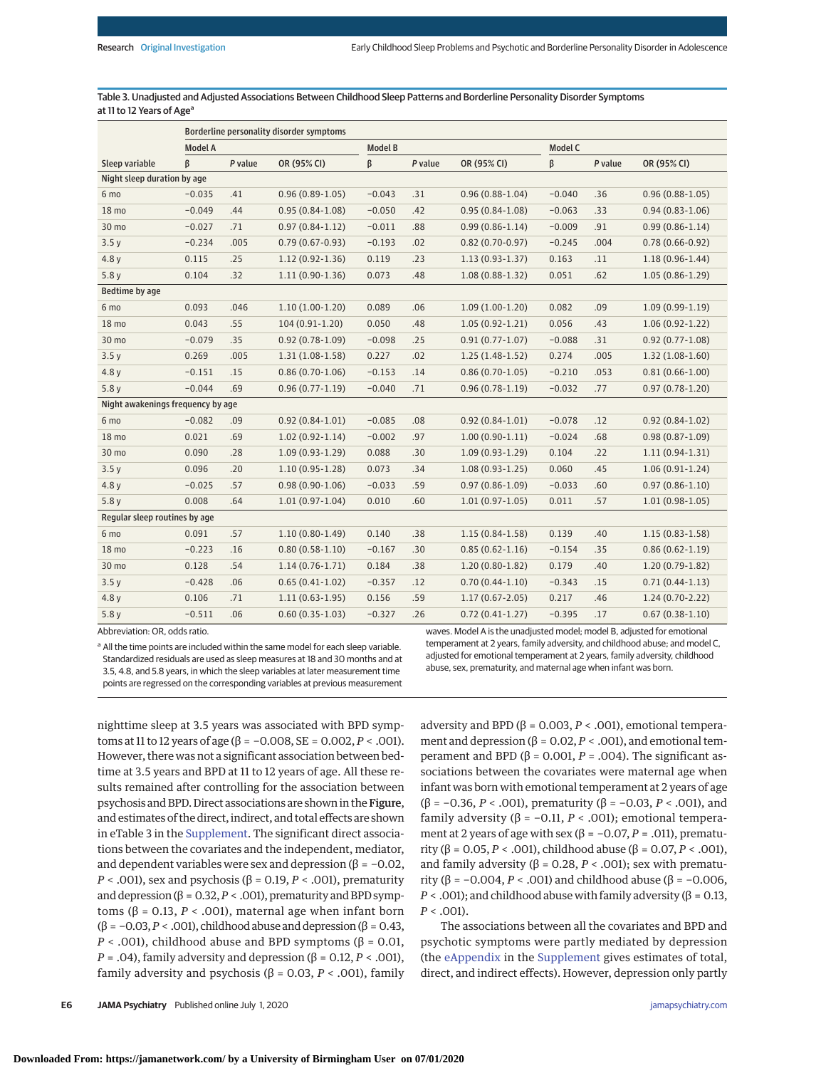Table 3. Unadjusted and Adjusted Associations Between Childhood Sleep Patterns and Borderline Personality Disorder Symptoms at 11 to 12 Years of Age[a]

| | Borderline personality disorder symptoms | | | | | | | | |
|---|---|---|---|---|---|---|---|---|---|
| | Model A | | | Model B | | | Model C | | |
| Sleep variable | β | P value | OR (95% CI) | β | P value | OR (95% CI) | β | P value | OR (95% CI) |
| **Night sleep duration by age** | | | | | | | | | |
| 6 mo | −0.035 | .41 | 0.96 (0.89-1.05) | −0.043 | .31 | 0.96 (0.88-1.04) | −0.040 | .36 | 0.96 (0.88-1.05) |
| 18 mo | −0.049 | .44 | 0.95 (0.84-1.08) | −0.050 | .42 | 0.95 (0.84-1.08) | −0.063 | .33 | 0.94 (0.83-1.06) |
| 30 mo | −0.027 | .71 | 0.97 (0.84-1.12) | −0.011 | .88 | 0.99 (0.86-1.14) | −0.009 | .91 | 0.99 (0.86-1.14) |
| 3.5 y | −0.234 | .005 | 0.79 (0.67-0.93) | −0.193 | .02 | 0.82 (0.70-0.97) | −0.245 | .004 | 0.78 (0.66-0.92) |
| 4.8 y | 0.115 | .25 | 1.12 (0.92-1.36) | 0.119 | .23 | 1.13 (0.93-1.37) | 0.163 | .11 | 1.18 (0.96-1.44) |
| 5.8 y | 0.104 | .32 | 1.11 (0.90-1.36) | 0.073 | .48 | 1.08 (0.88-1.32) | 0.051 | .62 | 1.05 (0.86-1.29) |
| **Bedtime by age** | | | | | | | | | |
| 6 mo | 0.093 | .046 | 1.10 (1.00-1.20) | 0.089 | .06 | 1.09 (1.00-1.20) | 0.082 | .09 | 1.09 (0.99-1.19) |
| 18 mo | 0.043 | .55 | 104 (0.91-1.20) | 0.050 | .48 | 1.05 (0.92-1.21) | 0.056 | .43 | 1.06 (0.92-1.22) |
| 30 mo | −0.079 | .35 | 0.92 (0.78-1.09) | −0.098 | .25 | 0.91 (0.77-1.07) | −0.088 | .31 | 0.92 (0.77-1.08) |
| 3.5 y | 0.269 | .005 | 1.31 (1.08-1.58) | 0.227 | .02 | 1.25 (1.48-1.52) | 0.274 | .005 | 1.32 (1.08-1.60) |
| 4.8 y | −0.151 | .15 | 0.86 (0.70-1.06) | −0.153 | .14 | 0.86 (0.70-1.05) | −0.210 | .053 | 0.81 (0.66-1.00) |
| 5.8 y | −0.044 | .69 | 0.96 (0.77-1.19) | −0.040 | .71 | 0.96 (0.78-1.19) | −0.032 | .77 | 0.97 (0.78-1.20) |
| **Night awakenings frequency by age** | | | | | | | | | |
| 6 mo | −0.082 | .09 | 0.92 (0.84-1.01) | −0.085 | .08 | 0.92 (0.84-1.01) | −0.078 | .12 | 0.92 (0.84-1.02) |
| 18 mo | 0.021 | .69 | 1.02 (0.92-1.14) | −0.002 | .97 | 1.00 (0.90-1.11) | −0.024 | .68 | 0.98 (0.87-1.09) |
| 30 mo | 0.090 | .28 | 1.09 (0.93-1.29) | 0.088 | .30 | 1.09 (0.93-1.29) | 0.104 | .22 | 1.11 (0.94-1.31) |
| 3.5 y | 0.096 | .20 | 1.10 (0.95-1.28) | 0.073 | .34 | 1.08 (0.93-1.25) | 0.060 | .45 | 1.06 (0.91-1.24) |
| 4.8 y | −0.025 | .57 | 0.98 (0.90-1.06) | −0.033 | .59 | 0.97 (0.86-1.09) | −0.033 | .60 | 0.97 (0.86-1.10) |
| 5.8 y | 0.008 | .64 | 1.01 (0.97-1.04) | 0.010 | .60 | 1.01 (0.97-1.05) | 0.011 | .57 | 1.01 (0.98-1.05) |
| **Regular sleep routines by age** | | | | | | | | | |
| 6 mo | 0.091 | .57 | 1.10 (0.80-1.49) | 0.140 | .38 | 1.15 (0.84-1.58) | 0.139 | .40 | 1.15 (0.83-1.58) |
| 18 mo | −0.223 | .16 | 0.80 (0.58-1.10) | −0.167 | .30 | 0.85 (0.62-1.16) | −0.154 | .35 | 0.86 (0.62-1.19) |
| 30 mo | 0.128 | .54 | 1.14 (0.76-1.71) | 0.184 | .38 | 1.20 (0.80-1.82) | 0.179 | .40 | 1.20 (0.79-1.82) |
| 3.5 y | −0.428 | .06 | 0.65 (0.41-1.02) | −0.357 | .12 | 0.70 (0.44-1.10) | −0.343 | .15 | 0.71 (0.44-1.13) |
| 4.8 y | 0.106 | .71 | 1.11 (0.63-1.95) | 0.156 | .59 | 1.17 (0.67-2.05) | 0.217 | .46 | 1.24 (0.70-2.22) |
| 5.8 y | −0.511 | .06 | 0.60 (0.35-1.03) | −0.327 | .26 | 0.72 (0.41-1.27) | −0.395 | .17 | 0.67 (0.38-1.10) |

Abbreviation: OR, odds ratio.

[a] All the time points are included within the same model for each sleep variable. Standardized residuals are used as sleep measures at 18 and 30 months and at 3.5, 4.8, and 5.8 years, in which the sleep variables at later measurement time points are regressed on the corresponding variables at previous measurement waves. Model A is the unadjusted model; model B, adjusted for emotional temperament at 2 years, family adversity, and childhood abuse; and model C, adjusted for emotional temperament at 2 years, family adversity, childhood abuse, sex, prematurity, and maternal age when infant was born.

nighttime sleep at 3.5 years was associated with BPD symptoms at 11 to 12 years of age (β = −0.008, SE = 0.002, *P* < .001). However, there was not a significant association between bedtime at 3.5 years and BPD at 11 to 12 years of age. All these results remained after controlling for the association between psychosis and BPD. Direct associations are shown in the **Figure**, and estimates of the direct, indirect, and total effects are shown in eTable 3 in the Supplement. The significant direct associations between the covariates and the independent, mediator, and dependent variables were sex and depression (β = −0.02, *P* < .001), sex and psychosis (β = 0.19, *P* < .001), prematurity and depression (β = 0.32, *P* < .001), prematurity and BPD symptoms (β = 0.13, *P* < .001), maternal age when infant born (β = −0.03, *P* < .001), childhood abuse and depression (β = 0.43, *P* < .001), childhood abuse and BPD symptoms (β = 0.01, *P* = .04), family adversity and depression (β = 0.12, *P* < .001), family adversity and psychosis (β = 0.03, *P* < .001), family adversity and BPD (β = 0.003, *P* < .001), emotional temperament and depression (β = 0.02, *P* < .001), and emotional temperament and BPD (β = 0.001, *P* = .004). The significant associations between the covariates were maternal age when infant was born with emotional temperament at 2 years of age (β = −0.36, *P* < .001), prematurity (β = −0.03, *P* < .001), and family adversity (β = −0.11, *P* < .001); emotional temperament at 2 years of age with sex (β = −0.07, *P* = .011), prematurity (β = 0.05, *P* < .001), childhood abuse (β = 0.07, *P* < .001), and family adversity (β = 0.28, *P* < .001); sex with prematurity (β = −0.004, *P* < .001) and childhood abuse (β = −0.006, *P* < .001); and childhood abuse with family adversity (β = 0.13, *P* < .001).

The associations between all the covariates and BPD and psychotic symptoms were partly mediated by depression (the eAppendix in the Supplement gives estimates of total, direct, and indirect effects). However, depression only partly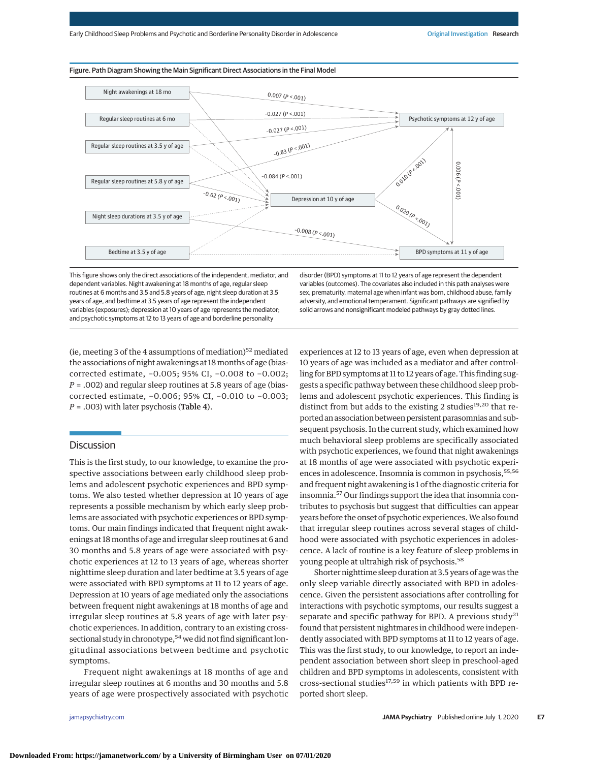Figure. Path Diagram Showing the Main Significant Direct Associations in the Final Model

This figure shows only the direct associations of the independent, mediator, and dependent variables. Night awakening at 18 months of age, regular sleep routines at 6 months and 3.5 and 5.8 years of age, night sleep duration at 3.5 years of age, and bedtime at 3.5 years of age represent the independent variables (exposures); depression at 10 years of age represents the mediator; and psychotic symptoms at 12 to 13 years of age and borderline personality disorder (BPD) symptoms at 11 to 12 years of age represent the dependent variables (outcomes). The covariates also included in this path analyses were sex, prematurity, maternal age when infant was born, childhood abuse, family adversity, and emotional temperament. Significant pathways are signified by solid arrows and nonsignificant modeled pathways by gray dotted lines.

(ie, meeting 3 of the 4 assumptions of mediation)[52] mediated the associations of night awakenings at 18 months of age (bias-corrected estimate, −0.005; 95% CI, −0.008 to −0.002; $P = .002$) and regular sleep routines at 5.8 years of age (bias-corrected estimate, −0.006; 95% CI, −0.010 to −0.003; $P = .003$) with later psychosis (Table 4).

## Discussion

This is the first study, to our knowledge, to examine the prospective associations between early childhood sleep problems and adolescent psychotic experiences and BPD symptoms. We also tested whether depression at 10 years of age represents a possible mechanism by which early sleep problems are associated with psychotic experiences or BPD symptoms. Our main findings indicated that frequent night awakenings at 18 months of age and irregular sleep routines at 6 and 30 months and 5.8 years of age were associated with psychotic experiences at 12 to 13 years of age, whereas shorter nighttime sleep duration and later bedtime at 3.5 years of age were associated with BPD symptoms at 11 to 12 years of age. Depression at 10 years of age mediated only the associations between frequent night awakenings at 18 months of age and irregular sleep routines at 5.8 years of age with later psychotic experiences. In addition, contrary to an existing cross-sectional study in chronotype,[54] we did not find significant longitudinal associations between bedtime and psychotic symptoms.

Frequent night awakenings at 18 months of age and irregular sleep routines at 6 months and 30 months and 5.8 years of age were prospectively associated with psychotic experiences at 12 to 13 years of age, even when depression at 10 years of age was included as a mediator and after controlling for BPD symptoms at 11 to 12 years of age. This finding suggests a specific pathway between these childhood sleep problems and adolescent psychotic experiences. This finding is distinct from but adds to the existing 2 studies[19,20] that reported an association between persistent parasomnias and subsequent psychosis. In the current study, which examined how much behavioral sleep problems are specifically associated with psychotic experiences, we found that night awakenings at 18 months of age were associated with psychotic experiences in adolescence. Insomnia is common in psychosis,[55,56] and frequent night awakening is 1 of the diagnostic criteria for insomnia.[57] Our findings support the idea that insomnia contributes to psychosis but suggest that difficulties can appear years before the onset of psychotic experiences. We also found that irregular sleep routines across several stages of childhood were associated with psychotic experiences in adolescence. A lack of routine is a key feature of sleep problems in young people at ultrahigh risk of psychosis.[58]

Shorter nighttime sleep duration at 3.5 years of age was the only sleep variable directly associated with BPD in adolescence. Given the persistent associations after controlling for interactions with psychotic symptoms, our results suggest a separate and specific pathway for BPD. A previous study[21] found that persistent nightmares in childhood were independently associated with BPD symptoms at 11 to 12 years of age. This was the first study, to our knowledge, to report an independent association between short sleep in preschool-aged children and BPD symptoms in adolescents, consistent with cross-sectional studies[17,59] in which patients with BPD reported short sleep.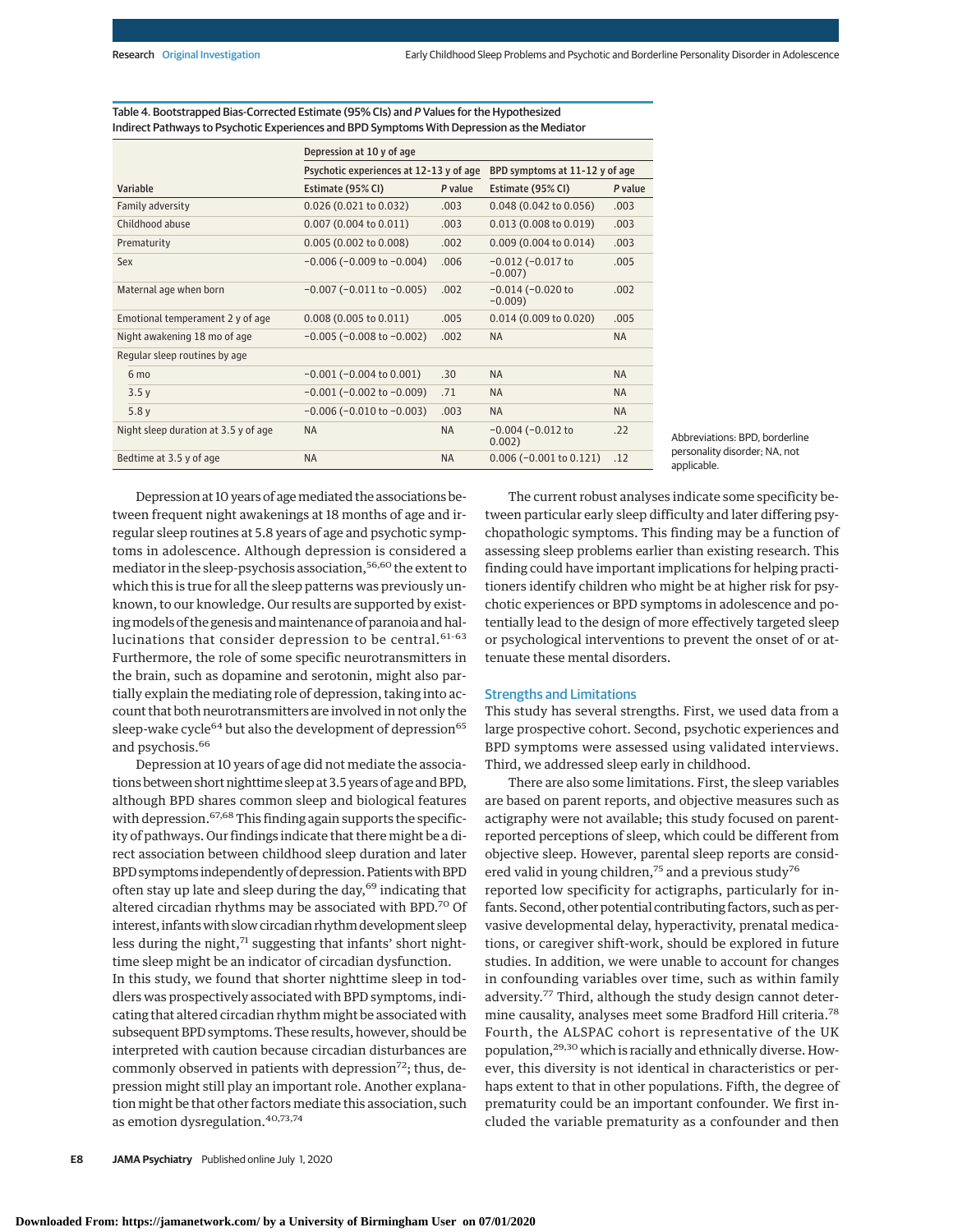Table 4. Bootstrapped Bias-Corrected Estimate (95% CIs) and *P* Values for the Hypothesized Indirect Pathways to Psychotic Experiences and BPD Symptoms With Depression as the Mediator

| | Depression at 10 y of age | | | |
|---|---|---|---|---|
| | Psychotic experiences at 12-13 y of age | | BPD symptoms at 11-12 y of age | |
| Variable | Estimate (95% CI) | *P* value | Estimate (95% CI) | *P* value |
| Family adversity | 0.026 (0.021 to 0.032) | .003 | 0.048 (0.042 to 0.056) | .003 |
| Childhood abuse | 0.007 (0.004 to 0.011) | .003 | 0.013 (0.008 to 0.019) | .003 |
| Prematurity | 0.005 (0.002 to 0.008) | .002 | 0.009 (0.004 to 0.014) | .003 |
| Sex | −0.006 (−0.009 to −0.004) | .006 | −0.012 (−0.017 to −0.007) | .005 |
| Maternal age when born | −0.007 (−0.011 to −0.005) | .002 | −0.014 (−0.020 to −0.009) | .002 |
| Emotional temperament 2 y of age | 0.008 (0.005 to 0.011) | .005 | 0.014 (0.009 to 0.020) | .005 |
| Night awakening 18 mo of age | −0.005 (−0.008 to −0.002) | .002 | NA | NA |
| Regular sleep routines by age | | | | |
| 6 mo | −0.001 (−0.004 to 0.001) | .30 | NA | NA |
| 3.5 y | −0.001 (−0.002 to −0.009) | .71 | NA | NA |
| 5.8 y | −0.006 (−0.010 to −0.003) | .003 | NA | NA |
| Night sleep duration at 3.5 y of age | NA | NA | −0.004 (−0.012 to 0.002) | .22 |
| Bedtime at 3.5 y of age | NA | NA | 0.006 (−0.001 to 0.121) | .12 |

Abbreviations: BPD, borderline personality disorder; NA, not applicable.

Depression at 10 years of age mediated the associations between frequent night awakenings at 18 months of age and irregular sleep routines at 5.8 years of age and psychotic symptoms in adolescence. Although depression is considered a mediator in the sleep-psychosis association,[56,60] the extent to which this is true for all the sleep patterns was previously unknown, to our knowledge. Our results are supported by existing models of the genesis and maintenance of paranoia and hallucinations that consider depression to be central.[61-63] Furthermore, the role of some specific neurotransmitters in the brain, such as dopamine and serotonin, might also partially explain the mediating role of depression, taking into account that both neurotransmitters are involved in not only the sleep-wake cycle[64] but also the development of depression[65] and psychosis.[66]

Depression at 10 years of age did not mediate the associations between short nighttime sleep at 3.5 years of age and BPD, although BPD shares common sleep and biological features with depression.[67,68] This finding again supports the specificity of pathways. Our findings indicate that there might be a direct association between childhood sleep duration and later BPD symptoms independently of depression. Patients with BPD often stay up late and sleep during the day,[69] indicating that altered circadian rhythms may be associated with BPD.[70] Of interest, infants with slow circadian rhythm development sleep less during the night,[71] suggesting that infants' short nighttime sleep might be an indicator of circadian dysfunction. In this study, we found that shorter nighttime sleep in toddlers was prospectively associated with BPD symptoms, indicating that altered circadian rhythm might be associated with subsequent BPD symptoms. These results, however, should be interpreted with caution because circadian disturbances are commonly observed in patients with depression[72]; thus, depression might still play an important role. Another explanation might be that other factors mediate this association, such as emotion dysregulation.[40,73,74]

The current robust analyses indicate some specificity between particular early sleep difficulty and later differing psychopathologic symptoms. This finding may be a function of assessing sleep problems earlier than existing research. This finding could have important implications for helping practitioners identify children who might be at higher risk for psychotic experiences or BPD symptoms in adolescence and potentially lead to the design of more effectively targeted sleep or psychological interventions to prevent the onset of or attenuate these mental disorders.

## Strengths and Limitations

This study has several strengths. First, we used data from a large prospective cohort. Second, psychotic experiences and BPD symptoms were assessed using validated interviews. Third, we addressed sleep early in childhood.

There are also some limitations. First, the sleep variables are based on parent reports, and objective measures such as actigraphy were not available; this study focused on parent-reported perceptions of sleep, which could be different from objective sleep. However, parental sleep reports are considered valid in young children,[75] and a previous study[76] reported low specificity for actigraphs, particularly for infants. Second, other potential contributing factors, such as pervasive developmental delay, hyperactivity, prenatal medications, or caregiver shift-work, should be explored in future studies. In addition, we were unable to account for changes in confounding variables over time, such as within family adversity.[77] Third, although the study design cannot determine causality, analyses meet some Bradford Hill criteria.[78] Fourth, the ALSPAC cohort is representative of the UK population,[29,30] which is racially and ethnically diverse. However, this diversity is not identical in characteristics or perhaps extent to that in other populations. Fifth, the degree of prematurity could be an important confounder. We first included the variable prematurity as a confounder and then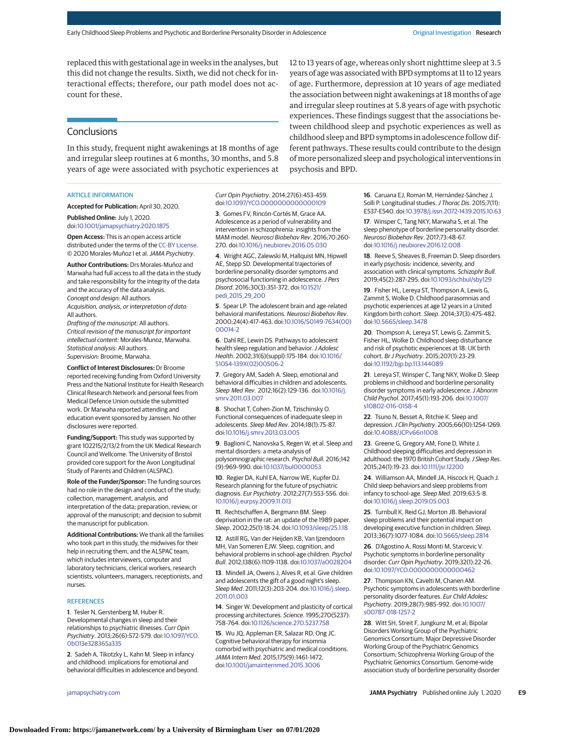replaced this with gestational age in weeks in the analyses, but this did not change the results. Sixth, we did not check for interactional effects; therefore, our path model does not account for these.

## Conclusions

In this study, frequent night awakenings at 18 months of age and irregular sleep routines at 6 months, 30 months, and 5.8 years of age were associated with psychotic experiences at 12 to 13 years of age, whereas only short nighttime sleep at 3.5 years of age was associated with BPD symptoms at 11 to 12 years of age. Furthermore, depression at 10 years of age mediated the association between night awakenings at 18 months of age and irregular sleep routines at 5.8 years of age with psychotic experiences. These findings suggest that the associations between childhood sleep and psychotic experiences as well as childhood sleep and BPD symptoms in adolescence follow different pathways. These results could contribute to the design of more personalized sleep and psychological interventions in psychosis and BPD.

### ARTICLE INFORMATION

**Accepted for Publication:** April 30, 2020.

**Published Online:** July 1, 2020. doi:10.1001/jamapsychiatry.2020.1875

**Open Access:** This is an open access article distributed under the terms of the CC-BY License. © 2020 Morales-Muñoz I et al. *JAMA Psychiatry*.

**Author Contributions:** Drs Morales-Muñoz and Marwaha had full access to all the data in the study and take responsibility for the integrity of the data and the accuracy of the data analysis.
*Concept and design:* All authors.
*Acquisition, analysis, or interpretation of data:* All authors.
*Drafting of the manuscript:* All authors.
*Critical revision of the manuscript for important intellectual content:* Morales-Munoz, Marwaha.
*Statistical analysis:* All authors.
*Supervision:* Broome, Marwaha.

**Conflict of Interest Disclosures:** Dr Broome reported receiving funding from Oxford University Press and the National Institute for Health Research Clinical Research Network and personal fees from Medical Defence Union outside the submitted work. Dr Marwaha reported attending and education event sponsored by Janssen. No other disclosures were reported.

**Funding/Support:** This study was supported by grant 102215/2/13/2 from the UK Medical Research Council and Wellcome. The University of Bristol provided core support for the Avon Longitudinal Study of Parents and Children (ALSPAC).

**Role of the Funder/Sponsor:** The funding sources had no role in the design and conduct of the study; collection, management, analysis, and interpretation of the data; preparation, review, or approval of the manuscript; and decision to submit the manuscript for publication.

**Additional Contributions:** We thank all the families who took part in this study, the midwives for their help in recruiting them, and the ALSPAC team, which includes interviewers, computer and laboratory technicians, clerical workers, research scientists, volunteers, managers, receptionists, and nurses.

### REFERENCES

1. Tesler N, Gerstenberg M, Huber R. Developmental changes in sleep and their relationships to psychiatric illnesses. *Curr Opin Psychiatry*. 2013;26(6):572-579. doi:10.1097/YCO.0b013e328365a335

2. Sadeh A, Tikotzky L, Kahn M. Sleep in infancy and childhood: implications for emotional and behavioral difficulties in adolescence and beyond. *Curr Opin Psychiatry*. 2014;27(6):453-459. doi:10.1097/YCO.0000000000000109

3. Gomes FV, Rincón-Cortés M, Grace AA. Adolescence as a period of vulnerability and intervention in schizophrenia: insights from the MAM model. *Neurosci Biobehav Rev*. 2016;70:260-270. doi:10.1016/j.neubiorev.2016.05.030

4. Wright AGC, Zalewski M, Hallquist MN, Hipwell AE, Stepp SD. Developmental trajectories of borderline personality disorder symptoms and psychosocial functioning in adolescence. *J Pers Disord*. 2016;30(3):351-372. doi:10.1521/pedi_2015_29_200

5. Spear LP. The adolescent brain and age-related behavioral manifestations. *Neurosci Biobehav Rev*. 2000;24(4):417-463. doi:10.1016/S0149-7634(00)00014-2

6. Dahl RE, Lewin DS. Pathways to adolescent health sleep regulation and behavior. *J Adolesc Health*. 2002;31(6)(suppl):175-184. doi:10.1016/S1054-139X(02)00506-2

7. Gregory AM, Sadeh A. Sleep, emotional and behavioral difficulties in children and adolescents. *Sleep Med Rev*. 2012;16(2):129-136. doi:10.1016/j.smrv.2011.03.007

8. Shochat T, Cohen-Zion M, Tzischinsky O. Functional consequences of inadequate sleep in adolescents. *Sleep Med Rev*. 2014;18(1):75-87. doi:10.1016/j.smrv.2013.03.005

9. Baglioni C, Nanovska S, Regen W, et al. Sleep and mental disorders: a meta-analysis of polysomnographic research. *Psychol Bull*. 2016;142(9):969-990. doi:10.1037/bul0000053

10. Regier DA, Kuhl EA, Narrow WE, Kupfer DJ. Research planning for the future of psychiatric diagnosis. *Eur Psychiatry*. 2012;27(7):553-556. doi:10.1016/j.eurpsy.2009.11.013

11. Rechtschaffen A, Bergmann BM. Sleep deprivation in the rat: an update of the 1989 paper. *Sleep*. 2002;25(1):18-24. doi:10.1093/sleep/25.1.18

12. Astill RG, Van der Heijden KB, Van Ijzendoorn MH, Van Someren EJW. Sleep, cognition, and behavioral problems in school-age children. *Psychol Bull*. 2012;138(6):1109-1138. doi:10.1037/a0028204

13. Mindell JA, Owens J, Alves R, et al. Give children and adolescents the gift of a good night's sleep. *Sleep Med*. 2011;12(3):203-204. doi:10.1016/j.sleep.2011.01.003

14. Singer W. Development and plasticity of cortical processing architectures. *Science*. 1995;270(5237):758-764. doi:10.1126/science.270.5237.758

15. Wu JQ, Appleman ER, Salazar RD, Ong JC. Cognitive behavioral therapy for insomnia comorbid with psychiatric and medical conditions. *JAMA Intern Med*. 2015;175(9):1461-1472. doi:10.1001/jamainternmed.2015.3006

16. Caruana EJ, Roman M, Hernández-Sánchez J, Solli P. Longitudinal studies. *J Thorac Dis*. 2015;7(11):E537-E540. doi:10.3978/j.issn.2072-1439.2015.10.63

17. Winsper C, Tang NKY, Marwaha S, et al. The sleep phenotype of borderline personality disorder. *Neurosci Biobehav Rev*. 2017;73:48-67. doi:10.1016/j.neubiorev.2016.12.008

18. Reeve S, Sheaves B, Freeman D. Sleep disorders in early psychosis: incidence, severity, and association with clinical symptoms. *Schizophr Bull*. 2019;45(2):287-295. doi:10.1093/schbul/sby129

19. Fisher HL, Lereya ST, Thompson A, Lewis G, Zammit S, Wolke D. Childhood parasomnias and psychotic experiences at age 12 years in a United Kingdom birth cohort. *Sleep*. 2014;37(3):475-482. doi:10.5665/sleep.3478

20. Thompson A, Lereya ST, Lewis G, Zammit S, Fisher HL, Wolke D. Childhood sleep disturbance and risk of psychotic experiences at 18: UK birth cohort. *Br J Psychiatry*. 2015;207(1):23-29. doi:10.1192/bjp.bp.113.144089

21. Lereya ST, Winsper C, Tang NKY, Wolke D. Sleep problems in childhood and borderline personality disorder symptoms in early adolescence. *J Abnorm Child Psychol*. 2017;45(1):193-206. doi:10.1007/s10802-016-0158-4

22. Tsuno N, Besset A, Ritchie K. Sleep and depression. *J Clin Psychiatry*. 2005;66(10):1254-1269. doi:10.4088/JCP.v66n1008

23. Greene G, Gregory AM, Fone D, White J. Childhood sleeping difficulties and depression in adulthood: the 1970 British Cohort Study. *J Sleep Res*. 2015;24(1):19-23. doi:10.1111/jsr.12200

24. Williamson AA, Mindell JA, Hiscock H, Quach J. Child sleep behaviors and sleep problems from infancy to school-age. *Sleep Med*. 2019;63:5-8. doi:10.1016/j.sleep.2019.05.003

25. Turnbull K, Reid GJ, Morton JB. Behavioral sleep problems and their potential impact on developing executive function in children. *Sleep*. 2013;36(7):1077-1084. doi:10.5665/sleep.2814

26. D'Agostino A, Rossi Monti M, Starcevic V. Psychotic symptoms in borderline personality disorder. *Curr Opin Psychiatry*. 2019;32(1):22-26. doi:10.1097/YCO.0000000000000462

27. Thompson KN, Cavelti M, Chanen AM. Psychotic symptoms in adolescents with borderline personality disorder features. *Eur Child Adolesc Psychiatry*. 2019;28(7):985-992. doi:10.1007/s00787-018-1257-2

28. Witt SH, Streit F, Jungkunz M, et al; Bipolar Disorders Working Group of the Psychiatric Genomics Consortium; Major Depressive Disorder Working Group of the Psychiatric Genomics Consortium; Schizophrenia Working Group of the Psychiatric Genomics Consortium. Genome-wide association study of borderline personality disorder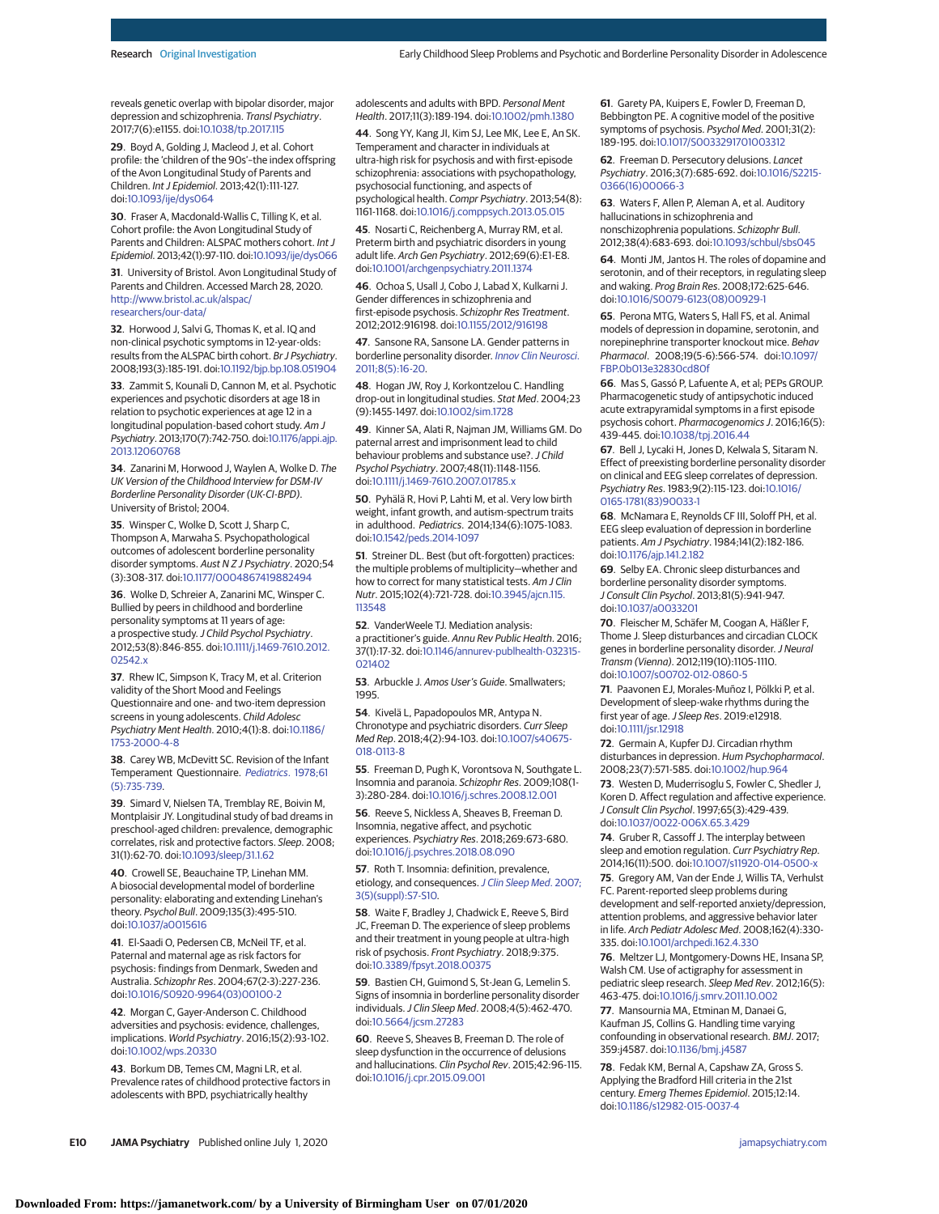reveals genetic overlap with bipolar disorder, major depression and schizophrenia. *Transl Psychiatry*. 2017;7(6):e1155. doi:10.1038/tp.2017.115

29. Boyd A, Golding J, Macleod J, et al. Cohort profile: the 'children of the 90s'–the index offspring of the Avon Longitudinal Study of Parents and Children. *Int J Epidemiol*. 2013;42(1):111-127. doi:10.1093/ije/dys064

30. Fraser A, Macdonald-Wallis C, Tilling K, et al. Cohort profile: the Avon Longitudinal Study of Parents and Children: ALSPAC mothers cohort. *Int J Epidemiol*. 2013;42(1):97-110. doi:10.1093/ije/dys066

31. University of Bristol. Avon Longitudinal Study of Parents and Children. Accessed March 28, 2020. http://www.bristol.ac.uk/alspac/researchers/our-data/

32. Horwood J, Salvi G, Thomas K, et al. IQ and non-clinical psychotic symptoms in 12-year-olds: results from the ALSPAC birth cohort. *Br J Psychiatry*. 2008;193(3):185-191. doi:10.1192/bjp.bp.108.051904

33. Zammit S, Kounali D, Cannon M, et al. Psychotic experiences and psychotic disorders at age 18 in relation to psychotic experiences at age 12 in a longitudinal population-based cohort study. *Am J Psychiatry*. 2013;170(7):742-750. doi:10.1176/appi.ajp.2013.12060768

34. Zanarini M, Horwood J, Waylen A, Wolke D. *The UK Version of the Childhood Interview for DSM-IV Borderline Personality Disorder (UK-CI-BPD)*. University of Bristol; 2004.

35. Winsper C, Wolke D, Scott J, Sharp C, Thompson A, Marwaha S. Psychopathological outcomes of adolescent borderline personality disorder symptoms. *Aust N Z J Psychiatry*. 2020;54(3):308-317. doi:10.1177/0004867419882494

36. Wolke D, Schreier A, Zanarini MC, Winsper C. Bullied by peers in childhood and borderline personality symptoms at 11 years of age: a prospective study. *J Child Psychol Psychiatry*. 2012;53(8):846-855. doi:10.1111/j.1469-7610.2012.02542.x

37. Rhew IC, Simpson K, Tracy M, et al. Criterion validity of the Short Mood and Feelings Questionnaire and one- and two-item depression screens in young adolescents. *Child Adolesc Psychiatry Ment Health*. 2010;4(1):8. doi:10.1186/1753-2000-4-8

38. Carey WB, McDevitt SC. Revision of the Infant Temperament Questionnaire. *Pediatrics*. 1978;61(5):735-739.

39. Simard V, Nielsen TA, Tremblay RE, Boivin M, Montplaisir JY. Longitudinal study of bad dreams in preschool-aged children: prevalence, demographic correlates, risk and protective factors. *Sleep*. 2008;31(1):62-70. doi:10.1093/sleep/31.1.62

40. Crowell SE, Beauchaine TP, Linehan MM. A biosocial developmental model of borderline personality: elaborating and extending Linehan's theory. *Psychol Bull*. 2009;135(3):495-510. doi:10.1037/a0015616

41. El-Saadi O, Pedersen CB, McNeil TF, et al. Paternal and maternal age as risk factors for psychosis: findings from Denmark, Sweden and Australia. *Schizophr Res*. 2004;67(2-3):227-236. doi:10.1016/S0920-9964(03)00100-2

42. Morgan C, Gayer-Anderson C. Childhood adversities and psychosis: evidence, challenges, implications. *World Psychiatry*. 2016;15(2):93-102. doi:10.1002/wps.20330

43. Borkum DB, Temes CM, Magni LR, et al. Prevalence rates of childhood protective factors in adolescents with BPD, psychiatrically healthy adolescents and adults with BPD. *Personal Ment Health*. 2017;11(3):189-194. doi:10.1002/pmh.1380

44. Song YY, Kang JI, Kim SJ, Lee MK, Lee E, An SK. Temperament and character in individuals at ultra-high risk for psychosis and with first-episode schizophrenia: associations with psychopathology, psychosocial functioning, and aspects of psychological health. *Compr Psychiatry*. 2013;54(8):1161-1168. doi:10.1016/j.comppsych.2013.05.015

45. Nosarti C, Reichenberg A, Murray RM, et al. Preterm birth and psychiatric disorders in young adult life. *Arch Gen Psychiatry*. 2012;69(6):E1-E8. doi:10.1001/archgenpsychiatry.2011.1374

46. Ochoa S, Usall J, Cobo J, Labad X, Kulkarni J. Gender differences in schizophrenia and first-episode psychosis. *Schizophr Res Treatment*. 2012;2012:916198. doi:10.1155/2012/916198

47. Sansone RA, Sansone LA. Gender patterns in borderline personality disorder. *Innov Clin Neurosci*. 2011;8(5):16-20.

48. Hogan JW, Roy J, Korkontzelou C. Handling drop-out in longitudinal studies. *Stat Med*. 2004;23(9):1455-1497. doi:10.1002/sim.1728

49. Kinner SA, Alati R, Najman JM, Williams GM. Do paternal arrest and imprisonment lead to child behaviour problems and substance use?. *J Child Psychol Psychiatry*. 2007;48(11):1148-1156. doi:10.1111/j.1469-7610.2007.01785.x

50. Pyhälä R, Hovi P, Lahti M, et al. Very low birth weight, infant growth, and autism-spectrum traits in adulthood. *Pediatrics*. 2014;134(6):1075-1083. doi:10.1542/peds.2014-1097

51. Streiner DL. Best (but oft-forgotten) practices: the multiple problems of multiplicity—whether and how to correct for many statistical tests. *Am J Clin Nutr*. 2015;102(4):721-728. doi:10.3945/ajcn.115.113548

52. VanderWeele TJ. Mediation analysis: a practitioner's guide. *Annu Rev Public Health*. 2016;37(1):17-32. doi:10.1146/annurev-publhealth-032315-021402

53. Arbuckle J. *Amos User's Guide*. Smallwaters; 1995.

54. Kivelä L, Papadopoulos MR, Antypa N. Chronotype and psychiatric disorders. *Curr Sleep Med Rep*. 2018;4(2):94-103. doi:10.1007/s40675-018-0113-8

55. Freeman D, Pugh K, Vorontsova N, Southgate L. Insomnia and paranoia. *Schizophr Res*. 2009;108(1-3):280-284. doi:10.1016/j.schres.2008.12.001

56. Reeve S, Nickless A, Sheaves B, Freeman D. Insomnia, negative affect, and psychotic experiences. *Psychiatry Res*. 2018;269:673-680. doi:10.1016/j.psychres.2018.08.090

57. Roth T. Insomnia: definition, prevalence, etiology, and consequences. *J Clin Sleep Med*. 2007;3(5)(suppl):S7-S10.

58. Waite F, Bradley J, Chadwick E, Reeve S, Bird JC, Freeman D. The experience of sleep problems and their treatment in young people at ultra-high risk of psychosis. *Front Psychiatry*. 2018;9:375. doi:10.3389/fpsyt.2018.00375

59. Bastien CH, Guimond S, St-Jean G, Lemelin S. Signs of insomnia in borderline personality disorder individuals. *J Clin Sleep Med*. 2008;4(5):462-470. doi:10.5664/jcsm.27283

60. Reeve S, Sheaves B, Freeman D. The role of sleep dysfunction in the occurrence of delusions and hallucinations. *Clin Psychol Rev*. 2015;42:96-115. doi:10.1016/j.cpr.2015.09.001

61. Garety PA, Kuipers E, Fowler D, Freeman D, Bebbington PE. A cognitive model of the positive symptoms of psychosis. *Psychol Med*. 2001;31(2):189-195. doi:10.1017/S0033291701003312

62. Freeman D. Persecutory delusions. *Lancet Psychiatry*. 2016;3(7):685-692. doi:10.1016/S2215-0366(16)00066-3

63. Waters F, Allen P, Aleman A, et al. Auditory hallucinations in schizophrenia and nonschizophrenia populations. *Schizophr Bull*. 2012;38(4):683-693. doi:10.1093/schbul/sbs045

64. Monti JM, Jantos H. The roles of dopamine and serotonin, and of their receptors, in regulating sleep and waking. *Prog Brain Res*. 2008;172:625-646. doi:10.1016/S0079-6123(08)00929-1

65. Perona MTG, Waters S, Hall FS, et al. Animal models of depression in dopamine, serotonin, and norepinephrine transporter knockout mice. *Behav Pharmacol*. 2008;19(5-6):566-574. doi:10.1097/FBP.0b013e32830cd80f

66. Mas S, Gassó P, Lafuente A, et al; PEPs GROUP. Pharmacogenetic study of antipsychotic induced acute extrapyramidal symptoms in a first episode psychosis cohort. *Pharmacogenomics J*. 2016;16(5):439-445. doi:10.1038/tpj.2016.44

67. Bell J, Lycaki H, Jones D, Kelwala S, Sitaram N. Effect of preexisting borderline personality disorder on clinical and EEG sleep correlates of depression. *Psychiatry Res*. 1983;9(2):115-123. doi:10.1016/0165-1781(83)90033-1

68. McNamara E, Reynolds CF III, Soloff PH, et al. EEG sleep evaluation of depression in borderline patients. *Am J Psychiatry*. 1984;141(2):182-186. doi:10.1176/ajp.141.2.182

69. Selby EA. Chronic sleep disturbances and borderline personality disorder symptoms. *J Consult Clin Psychol*. 2013;81(5):941-947. doi:10.1037/a0033201

70. Fleischer M, Schäfer M, Coogan A, Häßler F, Thome J. Sleep disturbances and circadian CLOCK genes in borderline personality disorder. *J Neural Transm (Vienna)*. 2012;119(10):1105-1110. doi:10.1007/s00702-012-0860-5

71. Paavonen EJ, Morales-Muñoz I, Pölkki P, et al. Development of sleep-wake rhythms during the first year of age. *J Sleep Res*. 2019:e12918. doi:10.1111/jsr.12918

72. Germain A, Kupfer DJ. Circadian rhythm disturbances in depression. *Hum Psychopharmacol*. 2008;23(7):571-585. doi:10.1002/hup.964

73. Westen D, Muderrisoglu S, Fowler C, Shedler J, Koren D. Affect regulation and affective experience. *J Consult Clin Psychol*. 1997;65(3):429-439. doi:10.1037/0022-006X.65.3.429

74. Gruber R, Cassoff J. The interplay between sleep and emotion regulation. *Curr Psychiatry Rep*. 2014;16(11):500. doi:10.1007/s11920-014-0500-x

75. Gregory AM, Van der Ende J, Willis TA, Verhulst FC. Parent-reported sleep problems during development and self-reported anxiety/depression, attention problems, and aggressive behavior later in life. *Arch Pediatr Adolesc Med*. 2008;162(4):330-335. doi:10.1001/archpedi.162.4.330

76. Meltzer LJ, Montgomery-Downs HE, Insana SP, Walsh CM. Use of actigraphy for assessment in pediatric sleep research. *Sleep Med Rev*. 2012;16(5):463-475. doi:10.1016/j.smrv.2011.10.002

77. Mansournia MA, Etminan M, Danaei G, Kaufman JS, Collins G. Handling time varying confounding in observational research. *BMJ*. 2017;359:j4587. doi:10.1136/bmj.j4587

78. Fedak KM, Bernal A, Capshaw ZA, Gross S. Applying the Bradford Hill criteria in the 21st century. *Emerg Themes Epidemiol*. 2015;12:14. doi:10.1186/s12982-015-0037-4